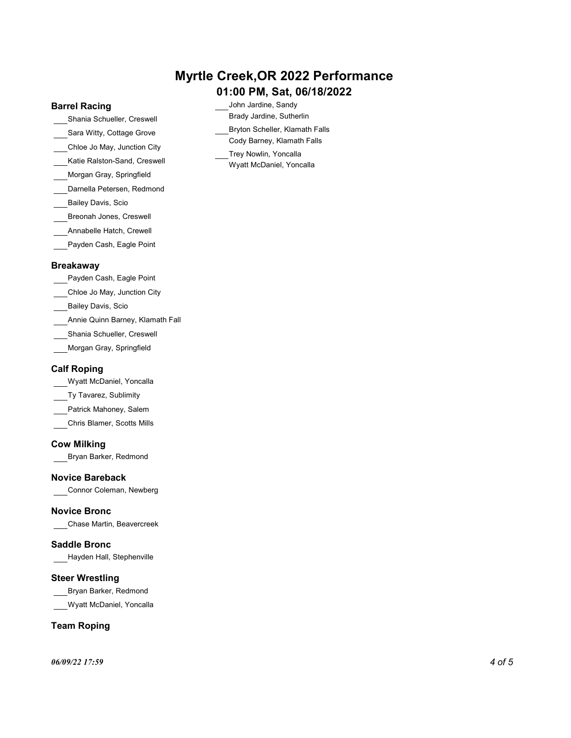# Myrtle Creek,OR 2022 Performance

## 01:00 PM, Sat, 06/18/2022

### Barrel Racing

- ___Shania Schueller, Creswell
- ___Sara Witty, Cottage Grove
- ___Chloe Jo May, Junction City
- ___Katie Ralston-Sand, Creswell
- ___Morgan Gray, Springfield
- ___Darnella Petersen, Redmond
- ___Bailey Davis, Scio
- ___Breonah Jones, Creswell
- ___Annabelle Hatch, Crewell
- ___Payden Cash, Eagle Point

### Breakaway

- ___Payden Cash, Eagle Point
- ___Chloe Jo May, Junction City
- ___Bailey Davis, Scio
- ___Annie Quinn Barney, Klamath Fall
- ___Shania Schueller, Creswell
- ___Morgan Gray, Springfield

### Calf Roping

- ___Wyatt McDaniel, Yoncalla
- ___Ty Tavarez, Sublimity
- ___Patrick Mahoney, Salem
- ___Chris Blamer, Scotts Mills

### Cow Milking

- ___Bryan Barker, Redmond

### Novice Bareback

- ___Connor Coleman, Newberg

### Novice Bronc

- ___Chase Martin, Beavercreek

### Saddle Bronc

- ___Hayden Hall, Stephenville

### Steer Wrestling

- ___Bryan Barker, Redmond
- ___Wyatt McDaniel, Yoncalla

### Team Roping

- ___John Jardine, Sandy
  Brady Jardine, Sutherlin
- ___Bryton Scheller, Klamath Falls
  Cody Barney, Klamath Falls
- ___Trey Nowlin, Yoncalla
  Wyatt McDaniel, Yoncalla

*06/09/22 17:59*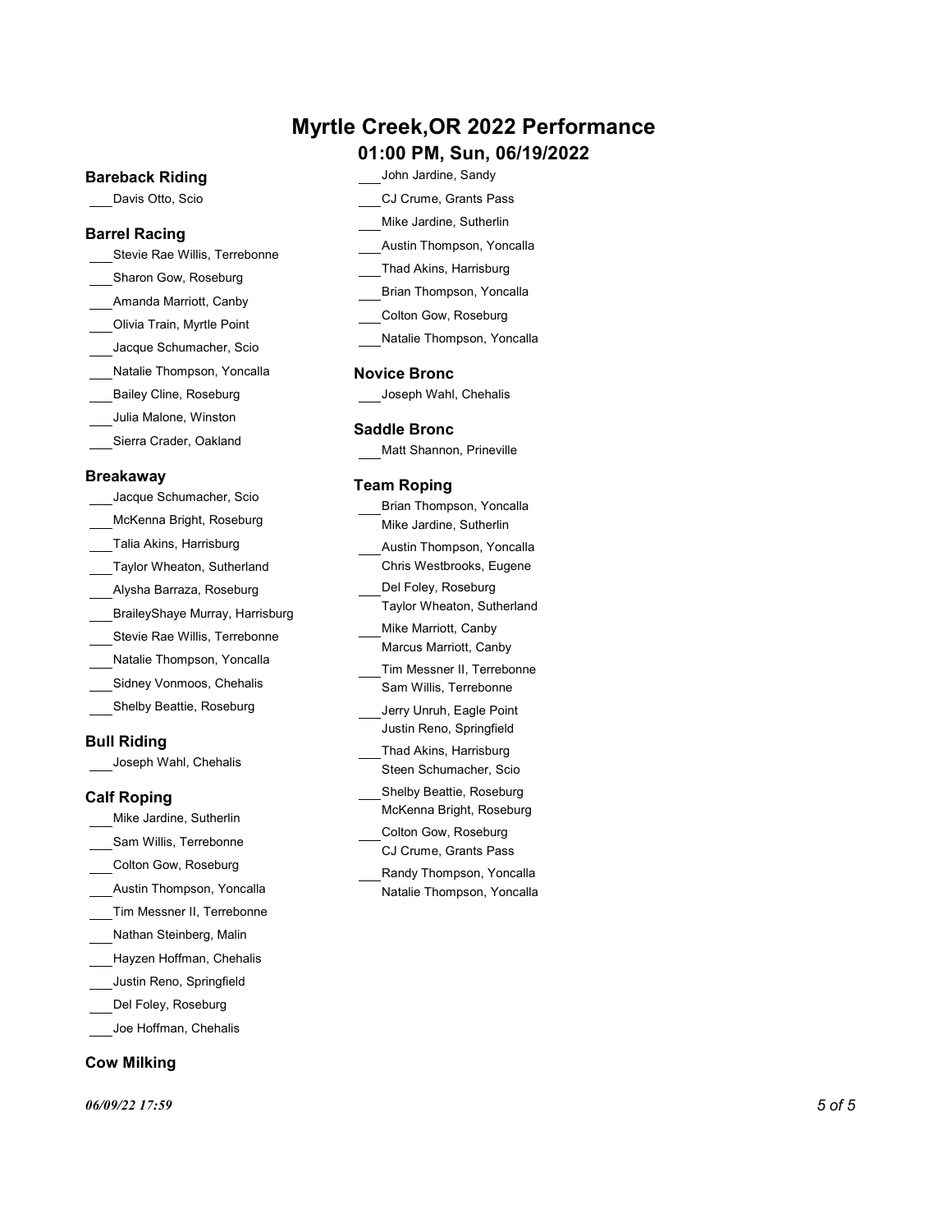# Myrtle Creek,OR 2022 Performance

## 01:00 PM, Sun, 06/19/2022

### Bareback Riding

- ___Davis Otto, Scio

### Barrel Racing

- ___Stevie Rae Willis, Terrebonne
- ___Sharon Gow, Roseburg
- ___Amanda Marriott, Canby
- ___Olivia Train, Myrtle Point
- ___Jacque Schumacher, Scio
- ___Natalie Thompson, Yoncalla
- ___Bailey Cline, Roseburg
- ___Julia Malone, Winston
- ___Sierra Crader, Oakland

### Breakaway

- ___Jacque Schumacher, Scio
- ___McKenna Bright, Roseburg
- ___Talia Akins, Harrisburg
- ___Taylor Wheaton, Sutherland
- ___Alysha Barraza, Roseburg
- ___BraileyShaye Murray, Harrisburg
- ___Stevie Rae Willis, Terrebonne
- ___Natalie Thompson, Yoncalla
- ___Sidney Vonmoos, Chehalis
- ___Shelby Beattie, Roseburg

### Bull Riding

- ___Joseph Wahl, Chehalis

### Calf Roping

- ___Mike Jardine, Sutherlin
- ___Sam Willis, Terrebonne
- ___Colton Gow, Roseburg
- ___Austin Thompson, Yoncalla
- ___Tim Messner II, Terrebonne
- ___Nathan Steinberg, Malin
- ___Hayzen Hoffman, Chehalis
- ___Justin Reno, Springfield
- ___Del Foley, Roseburg
- ___Joe Hoffman, Chehalis

### Cow Milking

- ___John Jardine, Sandy
- ___CJ Crume, Grants Pass
- ___Mike Jardine, Sutherlin
- ___Austin Thompson, Yoncalla
- ___Thad Akins, Harrisburg
- ___Brian Thompson, Yoncalla
- ___Colton Gow, Roseburg
- ___Natalie Thompson, Yoncalla

### Novice Bronc

- ___Joseph Wahl, Chehalis

### Saddle Bronc

- ___Matt Shannon, Prineville

### Team Roping

- ___Brian Thompson, Yoncalla
  Mike Jardine, Sutherlin
- ___Austin Thompson, Yoncalla
  Chris Westbrooks, Eugene
- ___Del Foley, Roseburg
  Taylor Wheaton, Sutherland
- ___Mike Marriott, Canby
  Marcus Marriott, Canby
- ___Tim Messner II, Terrebonne
  Sam Willis, Terrebonne
- ___Jerry Unruh, Eagle Point
  Justin Reno, Springfield
- ___Thad Akins, Harrisburg
  Steen Schumacher, Scio
- ___Shelby Beattie, Roseburg
  McKenna Bright, Roseburg
- ___Colton Gow, Roseburg
  CJ Crume, Grants Pass
- ___Randy Thompson, Yoncalla
  Natalie Thompson, Yoncalla

*06/09/22 17:59*